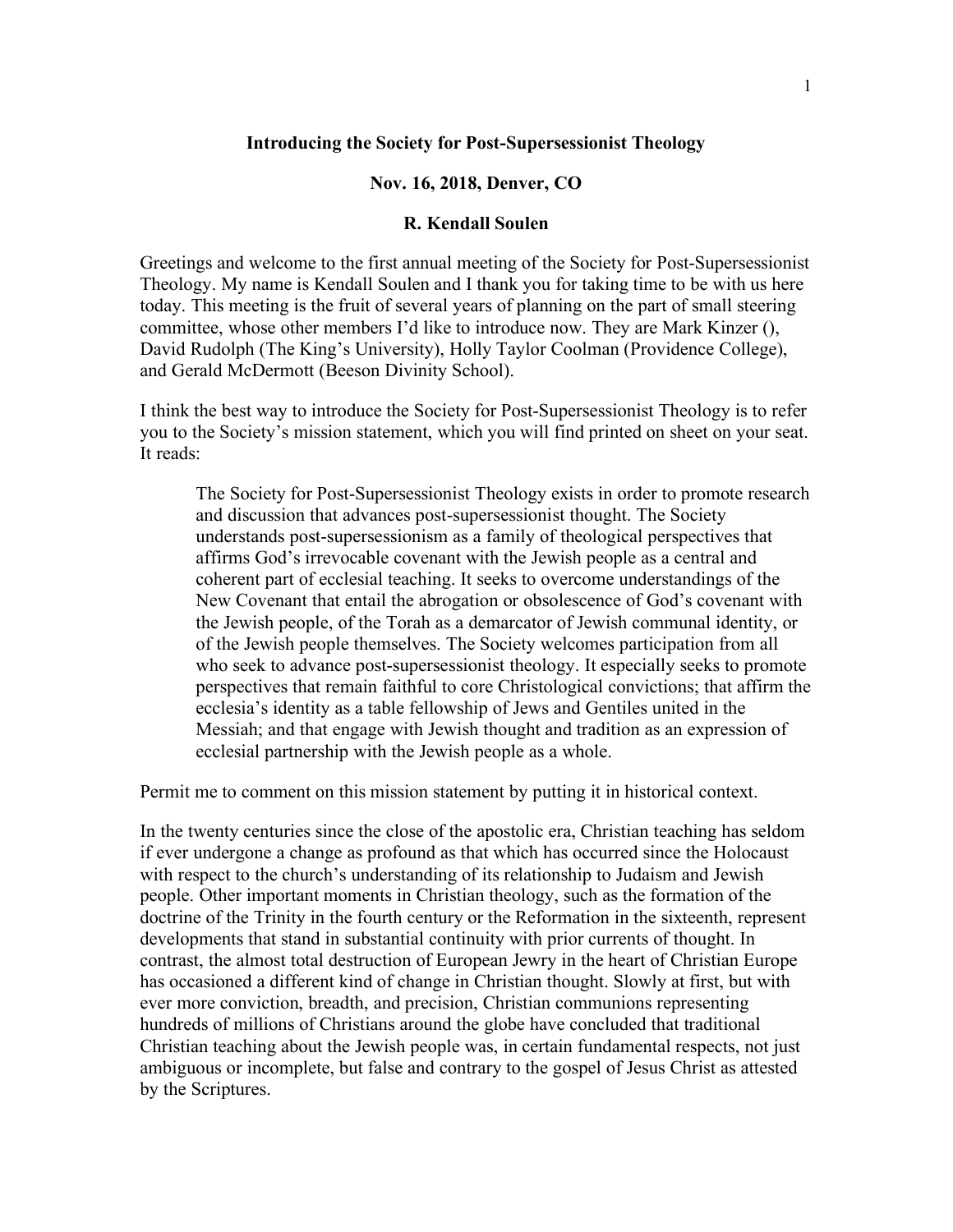**Introducing the Society for Post-Supersessionist Theology**

**Nov. 16, 2018, Denver, CO**

**R. Kendall Soulen**

Greetings and welcome to the first annual meeting of the Society for Post-Supersessionist Theology. My name is Kendall Soulen and I thank you for taking time to be with us here today. This meeting is the fruit of several years of planning on the part of small steering committee, whose other members I'd like to introduce now. They are Mark Kinzer (), David Rudolph (The King's University), Holly Taylor Coolman (Providence College), and Gerald McDermott (Beeson Divinity School).

I think the best way to introduce the Society for Post-Supersessionist Theology is to refer you to the Society's mission statement, which you will find printed on sheet on your seat. It reads:

> The Society for Post-Supersessionist Theology exists in order to promote research and discussion that advances post-supersessionist thought. The Society understands post-supersessionism as a family of theological perspectives that affirms God's irrevocable covenant with the Jewish people as a central and coherent part of ecclesial teaching. It seeks to overcome understandings of the New Covenant that entail the abrogation or obsolescence of God's covenant with the Jewish people, of the Torah as a demarcator of Jewish communal identity, or of the Jewish people themselves. The Society welcomes participation from all who seek to advance post-supersessionist theology. It especially seeks to promote perspectives that remain faithful to core Christological convictions; that affirm the ecclesia's identity as a table fellowship of Jews and Gentiles united in the Messiah; and that engage with Jewish thought and tradition as an expression of ecclesial partnership with the Jewish people as a whole.

Permit me to comment on this mission statement by putting it in historical context.

In the twenty centuries since the close of the apostolic era, Christian teaching has seldom if ever undergone a change as profound as that which has occurred since the Holocaust with respect to the church's understanding of its relationship to Judaism and Jewish people. Other important moments in Christian theology, such as the formation of the doctrine of the Trinity in the fourth century or the Reformation in the sixteenth, represent developments that stand in substantial continuity with prior currents of thought. In contrast, the almost total destruction of European Jewry in the heart of Christian Europe has occasioned a different kind of change in Christian thought. Slowly at first, but with ever more conviction, breadth, and precision, Christian communions representing hundreds of millions of Christians around the globe have concluded that traditional Christian teaching about the Jewish people was, in certain fundamental respects, not just ambiguous or incomplete, but false and contrary to the gospel of Jesus Christ as attested by the Scriptures.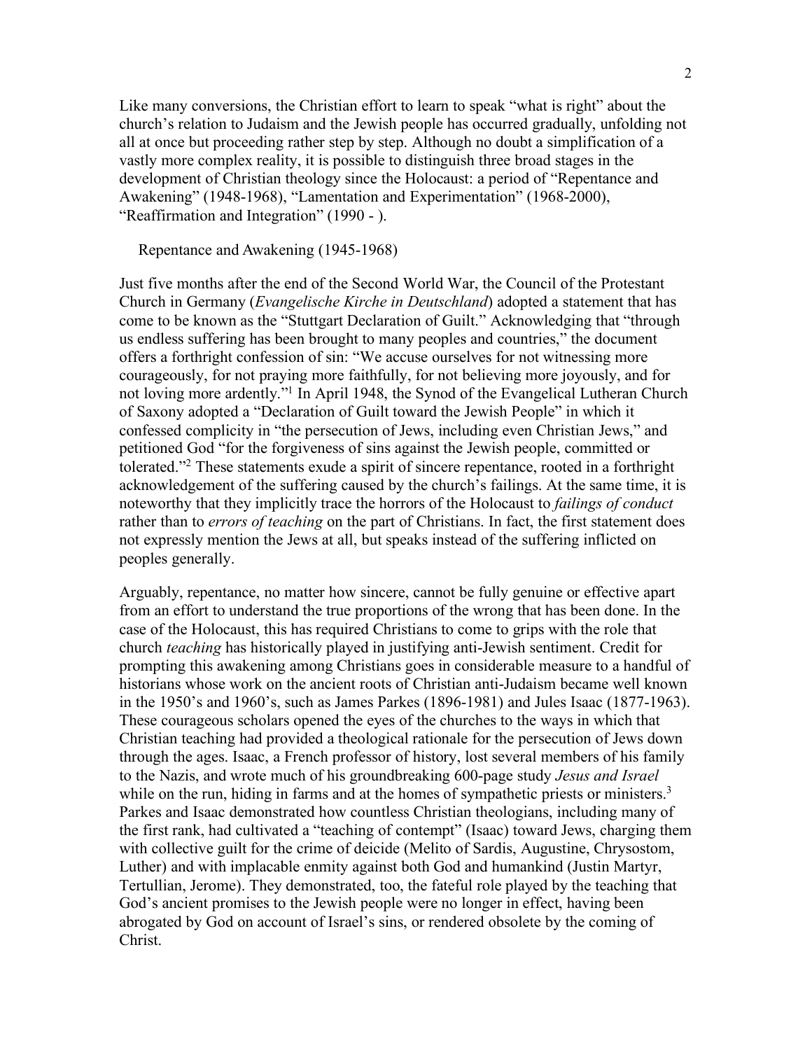Like many conversions, the Christian effort to learn to speak "what is right" about the church's relation to Judaism and the Jewish people has occurred gradually, unfolding not all at once but proceeding rather step by step. Although no doubt a simplification of a vastly more complex reality, it is possible to distinguish three broad stages in the development of Christian theology since the Holocaust: a period of "Repentance and Awakening" (1948-1968), "Lamentation and Experimentation" (1968-2000), "Reaffirmation and Integration" (1990 - ).

## Repentance and Awakening (1945-1968)

Just five months after the end of the Second World War, the Council of the Protestant Church in Germany (*Evangelische Kirche in Deutschland*) adopted a statement that has come to be known as the "Stuttgart Declaration of Guilt." Acknowledging that "through us endless suffering has been brought to many peoples and countries," the document offers a forthright confession of sin: "We accuse ourselves for not witnessing more courageously, for not praying more faithfully, for not believing more joyously, and for not loving more ardently."[1] In April 1948, the Synod of the Evangelical Lutheran Church of Saxony adopted a "Declaration of Guilt toward the Jewish People" in which it confessed complicity in "the persecution of Jews, including even Christian Jews," and petitioned God "for the forgiveness of sins against the Jewish people, committed or tolerated."[2] These statements exude a spirit of sincere repentance, rooted in a forthright acknowledgement of the suffering caused by the church's failings. At the same time, it is noteworthy that they implicitly trace the horrors of the Holocaust to *failings of conduct* rather than to *errors of teaching* on the part of Christians. In fact, the first statement does not expressly mention the Jews at all, but speaks instead of the suffering inflicted on peoples generally.

Arguably, repentance, no matter how sincere, cannot be fully genuine or effective apart from an effort to understand the true proportions of the wrong that has been done. In the case of the Holocaust, this has required Christians to come to grips with the role that church *teaching* has historically played in justifying anti-Jewish sentiment. Credit for prompting this awakening among Christians goes in considerable measure to a handful of historians whose work on the ancient roots of Christian anti-Judaism became well known in the 1950's and 1960's, such as James Parkes (1896-1981) and Jules Isaac (1877-1963). These courageous scholars opened the eyes of the churches to the ways in which that Christian teaching had provided a theological rationale for the persecution of Jews down through the ages. Isaac, a French professor of history, lost several members of his family to the Nazis, and wrote much of his groundbreaking 600-page study *Jesus and Israel* while on the run, hiding in farms and at the homes of sympathetic priests or ministers.[3] Parkes and Isaac demonstrated how countless Christian theologians, including many of the first rank, had cultivated a "teaching of contempt" (Isaac) toward Jews, charging them with collective guilt for the crime of deicide (Melito of Sardis, Augustine, Chrysostom, Luther) and with implacable enmity against both God and humankind (Justin Martyr, Tertullian, Jerome). They demonstrated, too, the fateful role played by the teaching that God's ancient promises to the Jewish people were no longer in effect, having been abrogated by God on account of Israel's sins, or rendered obsolete by the coming of Christ.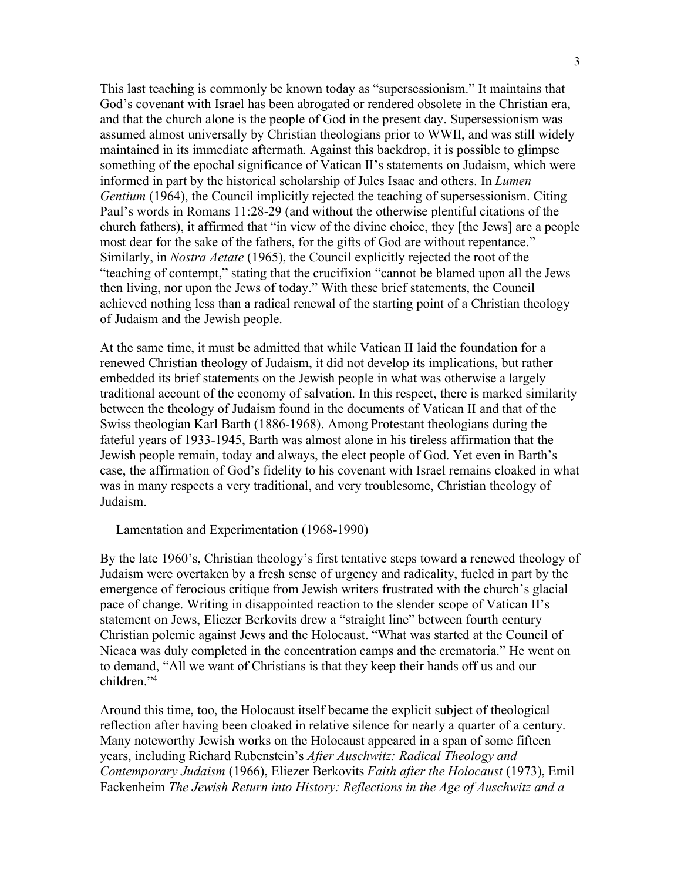This last teaching is commonly be known today as "supersessionism." It maintains that God's covenant with Israel has been abrogated or rendered obsolete in the Christian era, and that the church alone is the people of God in the present day. Supersessionism was assumed almost universally by Christian theologians prior to WWII, and was still widely maintained in its immediate aftermath. Against this backdrop, it is possible to glimpse something of the epochal significance of Vatican II's statements on Judaism, which were informed in part by the historical scholarship of Jules Isaac and others. In *Lumen Gentium* (1964), the Council implicitly rejected the teaching of supersessionism. Citing Paul's words in Romans 11:28-29 (and without the otherwise plentiful citations of the church fathers), it affirmed that "in view of the divine choice, they [the Jews] are a people most dear for the sake of the fathers, for the gifts of God are without repentance." Similarly, in *Nostra Aetate* (1965), the Council explicitly rejected the root of the "teaching of contempt," stating that the crucifixion "cannot be blamed upon all the Jews then living, nor upon the Jews of today." With these brief statements, the Council achieved nothing less than a radical renewal of the starting point of a Christian theology of Judaism and the Jewish people.

At the same time, it must be admitted that while Vatican II laid the foundation for a renewed Christian theology of Judaism, it did not develop its implications, but rather embedded its brief statements on the Jewish people in what was otherwise a largely traditional account of the economy of salvation. In this respect, there is marked similarity between the theology of Judaism found in the documents of Vatican II and that of the Swiss theologian Karl Barth (1886-1968). Among Protestant theologians during the fateful years of 1933-1945, Barth was almost alone in his tireless affirmation that the Jewish people remain, today and always, the elect people of God. Yet even in Barth's case, the affirmation of God's fidelity to his covenant with Israel remains cloaked in what was in many respects a very traditional, and very troublesome, Christian theology of Judaism.

## Lamentation and Experimentation (1968-1990)

By the late 1960's, Christian theology's first tentative steps toward a renewed theology of Judaism were overtaken by a fresh sense of urgency and radicality, fueled in part by the emergence of ferocious critique from Jewish writers frustrated with the church's glacial pace of change. Writing in disappointed reaction to the slender scope of Vatican II's statement on Jews, Eliezer Berkovits drew a "straight line" between fourth century Christian polemic against Jews and the Holocaust. "What was started at the Council of Nicaea was duly completed in the concentration camps and the crematoria." He went on to demand, "All we want of Christians is that they keep their hands off us and our children."[4]

Around this time, too, the Holocaust itself became the explicit subject of theological reflection after having been cloaked in relative silence for nearly a quarter of a century. Many noteworthy Jewish works on the Holocaust appeared in a span of some fifteen years, including Richard Rubenstein's *After Auschwitz: Radical Theology and Contemporary Judaism* (1966), Eliezer Berkovits *Faith after the Holocaust* (1973), Emil Fackenheim *The Jewish Return into History: Reflections in the Age of Auschwitz and a*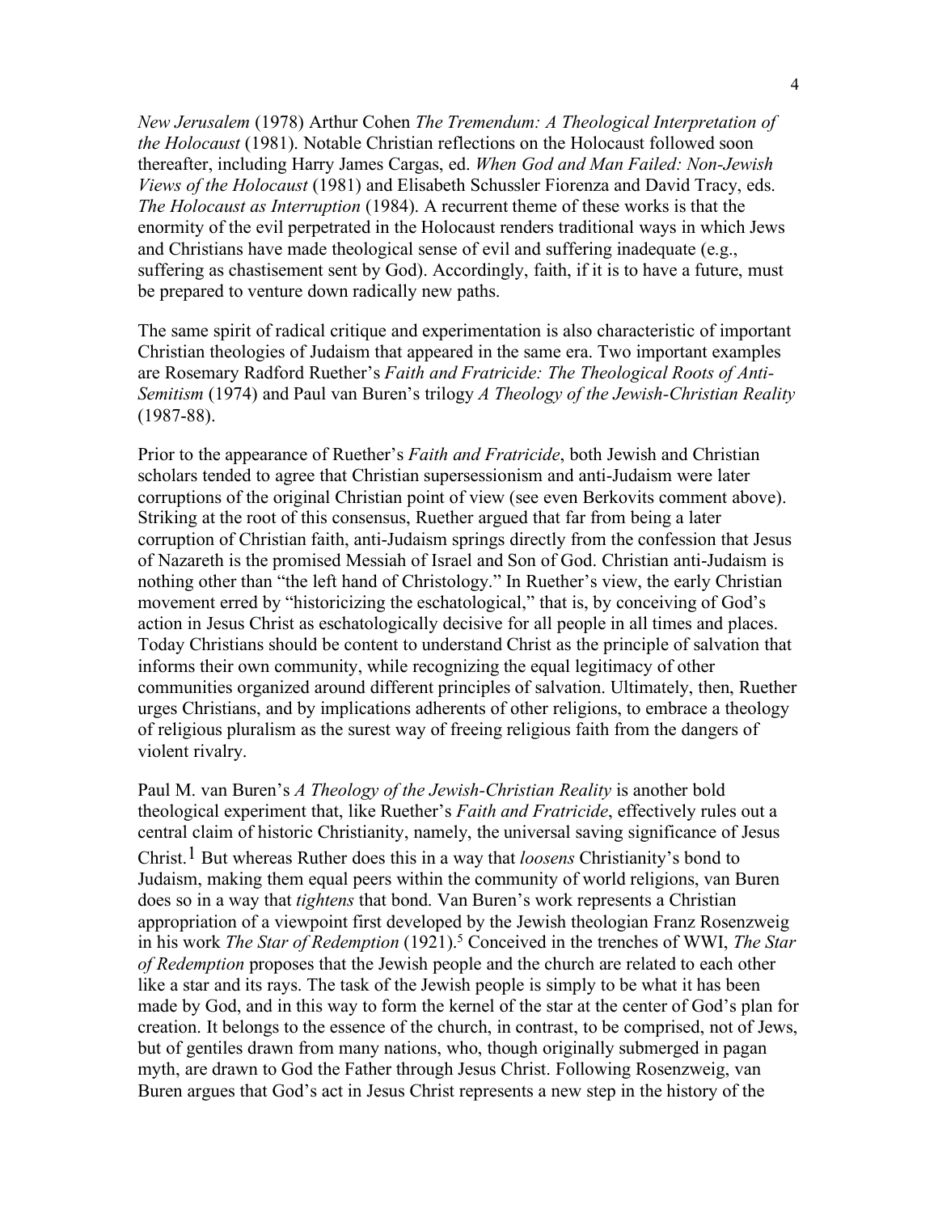*New Jerusalem* (1978) Arthur Cohen *The Tremendum: A Theological Interpretation of the Holocaust* (1981). Notable Christian reflections on the Holocaust followed soon thereafter, including Harry James Cargas, ed. *When God and Man Failed: Non-Jewish Views of the Holocaust* (1981) and Elisabeth Schussler Fiorenza and David Tracy, eds. *The Holocaust as Interruption* (1984). A recurrent theme of these works is that the enormity of the evil perpetrated in the Holocaust renders traditional ways in which Jews and Christians have made theological sense of evil and suffering inadequate (e.g., suffering as chastisement sent by God). Accordingly, faith, if it is to have a future, must be prepared to venture down radically new paths.

The same spirit of radical critique and experimentation is also characteristic of important Christian theologies of Judaism that appeared in the same era. Two important examples are Rosemary Radford Ruether's *Faith and Fratricide: The Theological Roots of Anti-Semitism* (1974) and Paul van Buren's trilogy *A Theology of the Jewish-Christian Reality* (1987-88).

Prior to the appearance of Ruether's *Faith and Fratricide*, both Jewish and Christian scholars tended to agree that Christian supersessionism and anti-Judaism were later corruptions of the original Christian point of view (see even Berkovits comment above). Striking at the root of this consensus, Ruether argued that far from being a later corruption of Christian faith, anti-Judaism springs directly from the confession that Jesus of Nazareth is the promised Messiah of Israel and Son of God. Christian anti-Judaism is nothing other than "the left hand of Christology." In Ruether's view, the early Christian movement erred by "historicizing the eschatological," that is, by conceiving of God's action in Jesus Christ as eschatologically decisive for all people in all times and places. Today Christians should be content to understand Christ as the principle of salvation that informs their own community, while recognizing the equal legitimacy of other communities organized around different principles of salvation. Ultimately, then, Ruether urges Christians, and by implications adherents of other religions, to embrace a theology of religious pluralism as the surest way of freeing religious faith from the dangers of violent rivalry.

Paul M. van Buren's *A Theology of the Jewish-Christian Reality* is another bold theological experiment that, like Ruether's *Faith and Fratricide*, effectively rules out a central claim of historic Christianity, namely, the universal saving significance of Jesus Christ.[1] But whereas Ruther does this in a way that *loosens* Christianity's bond to Judaism, making them equal peers within the community of world religions, van Buren does so in a way that *tightens* that bond. Van Buren's work represents a Christian appropriation of a viewpoint first developed by the Jewish theologian Franz Rosenzweig in his work *The Star of Redemption* (1921).[5] Conceived in the trenches of WWI, *The Star of Redemption* proposes that the Jewish people and the church are related to each other like a star and its rays. The task of the Jewish people is simply to be what it has been made by God, and in this way to form the kernel of the star at the center of God's plan for creation. It belongs to the essence of the church, in contrast, to be comprised, not of Jews, but of gentiles drawn from many nations, who, though originally submerged in pagan myth, are drawn to God the Father through Jesus Christ. Following Rosenzweig, van Buren argues that God's act in Jesus Christ represents a new step in the history of the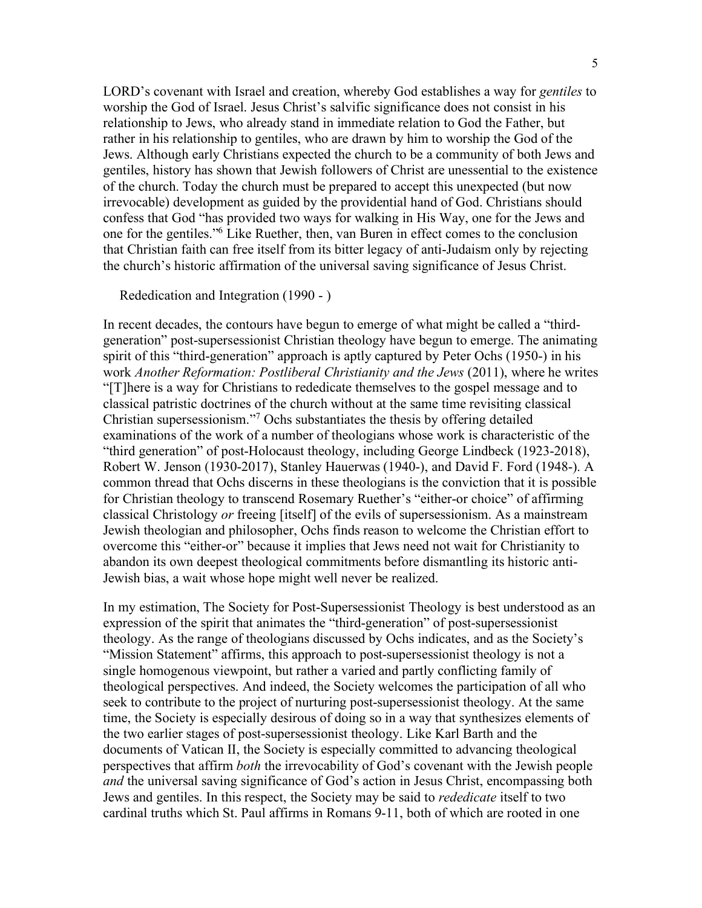LORD's covenant with Israel and creation, whereby God establishes a way for *gentiles* to worship the God of Israel. Jesus Christ's salvific significance does not consist in his relationship to Jews, who already stand in immediate relation to God the Father, but rather in his relationship to gentiles, who are drawn by him to worship the God of the Jews. Although early Christians expected the church to be a community of both Jews and gentiles, history has shown that Jewish followers of Christ are unessential to the existence of the church. Today the church must be prepared to accept this unexpected (but now irrevocable) development as guided by the providential hand of God. Christians should confess that God "has provided two ways for walking in His Way, one for the Jews and one for the gentiles."[6] Like Ruether, then, van Buren in effect comes to the conclusion that Christian faith can free itself from its bitter legacy of anti-Judaism only by rejecting the church's historic affirmation of the universal saving significance of Jesus Christ.

## Rededication and Integration (1990 - )

In recent decades, the contours have begun to emerge of what might be called a "third-generation" post-supersessionist Christian theology have begun to emerge. The animating spirit of this "third-generation" approach is aptly captured by Peter Ochs (1950-) in his work *Another Reformation: Postliberal Christianity and the Jews* (2011), where he writes "[T]here is a way for Christians to rededicate themselves to the gospel message and to classical patristic doctrines of the church without at the same time revisiting classical Christian supersessionism."[7] Ochs substantiates the thesis by offering detailed examinations of the work of a number of theologians whose work is characteristic of the "third generation" of post-Holocaust theology, including George Lindbeck (1923-2018), Robert W. Jenson (1930-2017), Stanley Hauerwas (1940-), and David F. Ford (1948-). A common thread that Ochs discerns in these theologians is the conviction that it is possible for Christian theology to transcend Rosemary Ruether's "either-or choice" of affirming classical Christology *or* freeing [itself] of the evils of supersessionism. As a mainstream Jewish theologian and philosopher, Ochs finds reason to welcome the Christian effort to overcome this "either-or" because it implies that Jews need not wait for Christianity to abandon its own deepest theological commitments before dismantling its historic anti-Jewish bias, a wait whose hope might well never be realized.

In my estimation, The Society for Post-Supersessionist Theology is best understood as an expression of the spirit that animates the "third-generation" of post-supersessionist theology. As the range of theologians discussed by Ochs indicates, and as the Society's "Mission Statement" affirms, this approach to post-supersessionist theology is not a single homogenous viewpoint, but rather a varied and partly conflicting family of theological perspectives. And indeed, the Society welcomes the participation of all who seek to contribute to the project of nurturing post-supersessionist theology. At the same time, the Society is especially desirous of doing so in a way that synthesizes elements of the two earlier stages of post-supersessionist theology. Like Karl Barth and the documents of Vatican II, the Society is especially committed to advancing theological perspectives that affirm *both* the irrevocability of God's covenant with the Jewish people *and* the universal saving significance of God's action in Jesus Christ, encompassing both Jews and gentiles. In this respect, the Society may be said to *rededicate* itself to two cardinal truths which St. Paul affirms in Romans 9-11, both of which are rooted in one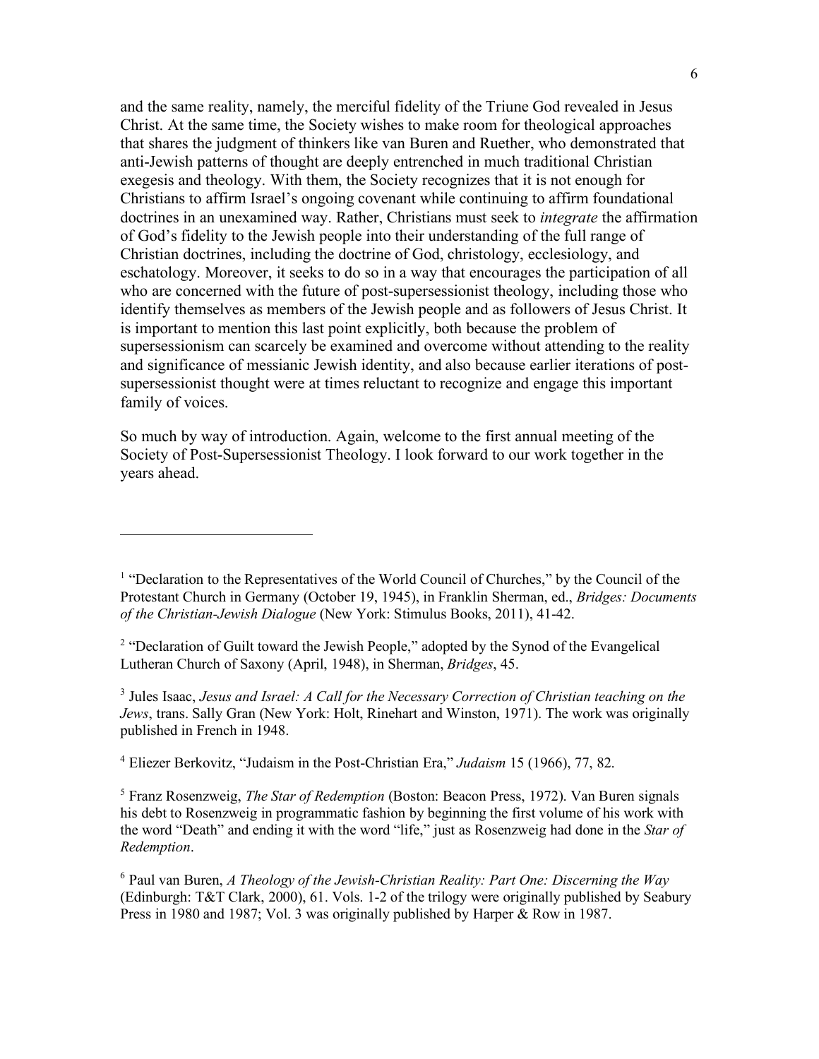and the same reality, namely, the merciful fidelity of the Triune God revealed in Jesus Christ. At the same time, the Society wishes to make room for theological approaches that shares the judgment of thinkers like van Buren and Ruether, who demonstrated that anti-Jewish patterns of thought are deeply entrenched in much traditional Christian exegesis and theology. With them, the Society recognizes that it is not enough for Christians to affirm Israel's ongoing covenant while continuing to affirm foundational doctrines in an unexamined way. Rather, Christians must seek to *integrate* the affirmation of God's fidelity to the Jewish people into their understanding of the full range of Christian doctrines, including the doctrine of God, christology, ecclesiology, and eschatology. Moreover, it seeks to do so in a way that encourages the participation of all who are concerned with the future of post-supersessionist theology, including those who identify themselves as members of the Jewish people and as followers of Jesus Christ. It is important to mention this last point explicitly, both because the problem of supersessionism can scarcely be examined and overcome without attending to the reality and significance of messianic Jewish identity, and also because earlier iterations of post-supersessionist thought were at times reluctant to recognize and engage this important family of voices.

So much by way of introduction. Again, welcome to the first annual meeting of the Society of Post-Supersessionist Theology. I look forward to our work together in the years ahead.

---

[1] "Declaration to the Representatives of the World Council of Churches," by the Council of the Protestant Church in Germany (October 19, 1945), in Franklin Sherman, ed., *Bridges: Documents of the Christian-Jewish Dialogue* (New York: Stimulus Books, 2011), 41-42.

[2] "Declaration of Guilt toward the Jewish People," adopted by the Synod of the Evangelical Lutheran Church of Saxony (April, 1948), in Sherman, *Bridges*, 45.

[3] Jules Isaac, *Jesus and Israel: A Call for the Necessary Correction of Christian teaching on the Jews*, trans. Sally Gran (New York: Holt, Rinehart and Winston, 1971). The work was originally published in French in 1948.

[4] Eliezer Berkovitz, "Judaism in the Post-Christian Era," *Judaism* 15 (1966), 77, 82.

[5] Franz Rosenzweig, *The Star of Redemption* (Boston: Beacon Press, 1972). Van Buren signals his debt to Rosenzweig in programmatic fashion by beginning the first volume of his work with the word "Death" and ending it with the word "life," just as Rosenzweig had done in the *Star of Redemption*.

[6] Paul van Buren, *A Theology of the Jewish-Christian Reality: Part One: Discerning the Way* (Edinburgh: T&T Clark, 2000), 61. Vols. 1-2 of the trilogy were originally published by Seabury Press in 1980 and 1987; Vol. 3 was originally published by Harper & Row in 1987.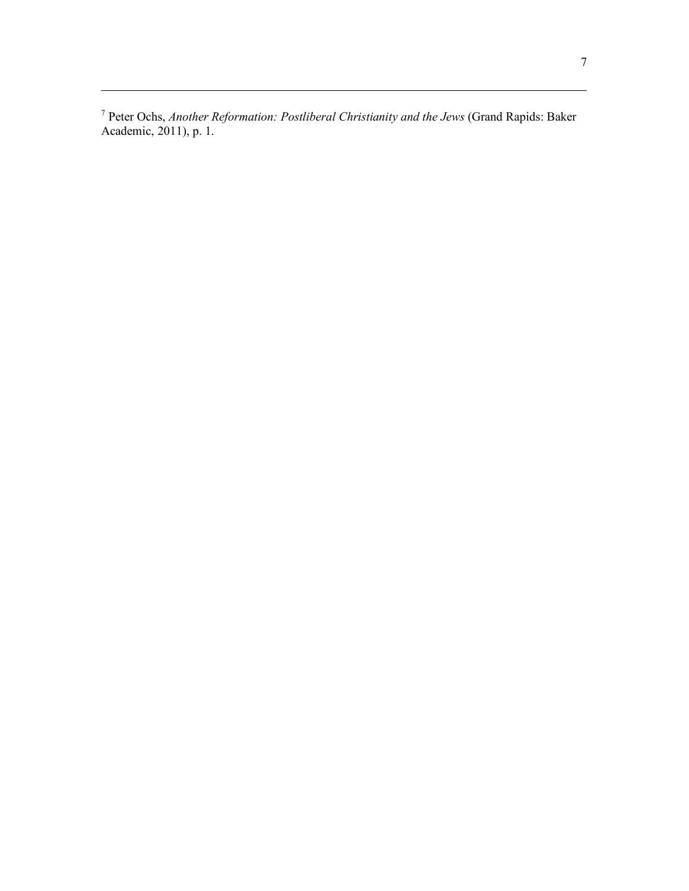[7] Peter Ochs, *Another Reformation: Postliberal Christianity and the Jews* (Grand Rapids: Baker Academic, 2011), p. 1.